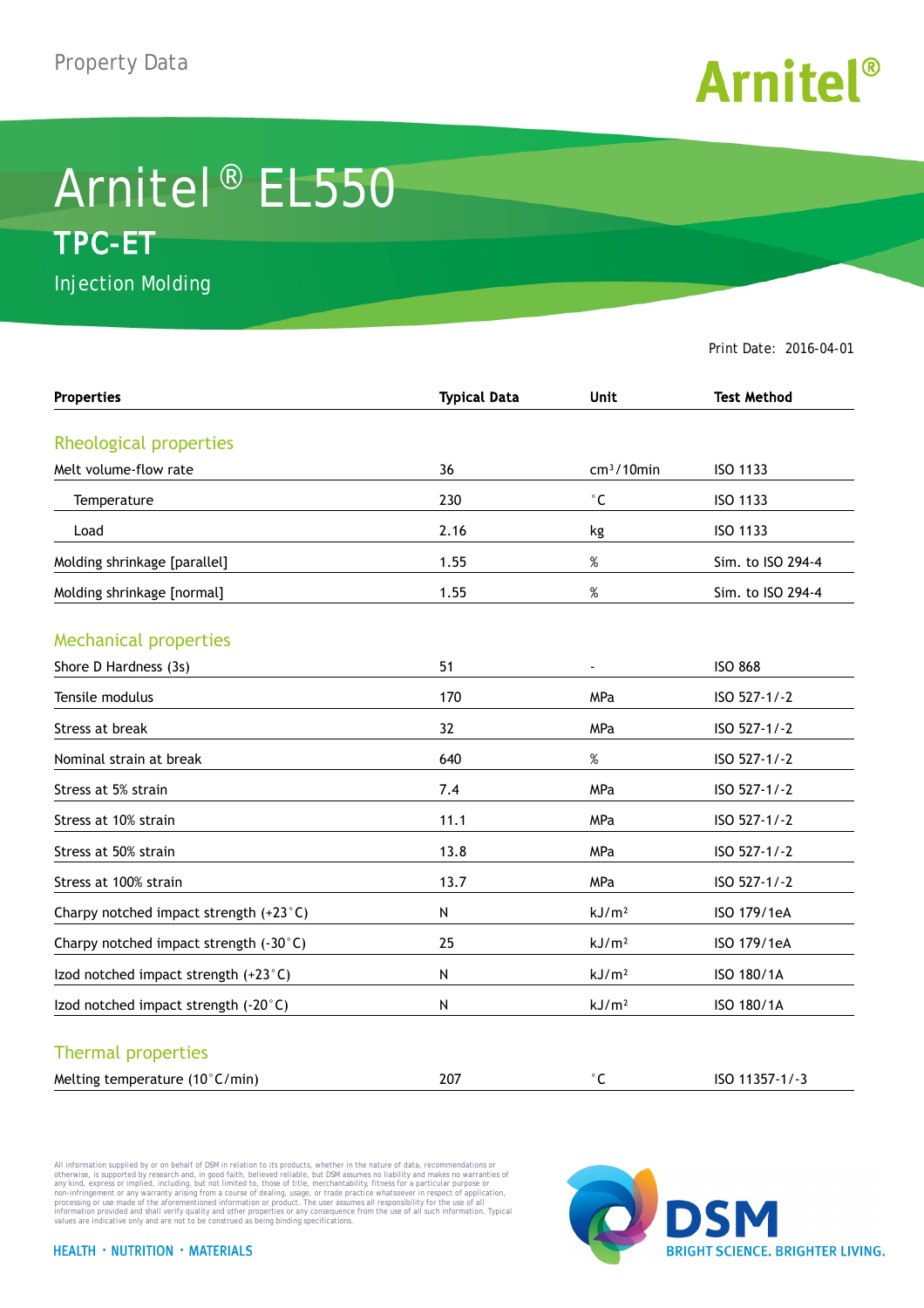Property Data

# Arnitel® EL550

## TPC-ET

Injection Molding

Print Date: 2016-04-01

| Properties | Typical Data | Unit | Test Method |
|---|---|---|---|
| **Rheological properties** | | | |
| Melt volume-flow rate | 36 | $cm^3$/10min | ISO 1133 |
| Temperature | 230 | °C | ISO 1133 |
| Load | 2.16 | kg | ISO 1133 |
| Molding shrinkage [parallel] | 1.55 | % | Sim. to ISO 294-4 |
| Molding shrinkage [normal] | 1.55 | % | Sim. to ISO 294-4 |
| **Mechanical properties** | | | |
| Shore D Hardness (3s) | 51 | - | ISO 868 |
| Tensile modulus | 170 | MPa | ISO 527-1/-2 |
| Stress at break | 32 | MPa | ISO 527-1/-2 |
| Nominal strain at break | 640 | % | ISO 527-1/-2 |
| Stress at 5% strain | 7.4 | MPa | ISO 527-1/-2 |
| Stress at 10% strain | 11.1 | MPa | ISO 527-1/-2 |
| Stress at 50% strain | 13.8 | MPa | ISO 527-1/-2 |
| Stress at 100% strain | 13.7 | MPa | ISO 527-1/-2 |
| Charpy notched impact strength (+23°C) | N | $kJ/m^2$ | ISO 179/1eA |
| Charpy notched impact strength (-30°C) | 25 | $kJ/m^2$ | ISO 179/1eA |
| Izod notched impact strength (+23°C) | N | $kJ/m^2$ | ISO 180/1A |
| Izod notched impact strength (-20°C) | N | $kJ/m^2$ | ISO 180/1A |
| **Thermal properties** | | | |
| Melting temperature (10°C/min) | 207 | °C | ISO 11357-1/-3 |

All information supplied by or on behalf of DSM in relation to its products, whether in the nature of data, recommendations or otherwise, is supported by research and, in good faith, believed reliable, but DSM assumes no liability and makes no warranties of any kind, express or implied, including, but not limited to, those of title, merchantability, fitness for a particular purpose or non-infringement or any warranty arising from a course of dealing, usage, or trade practice whatsoever in respect of application, processing or use made of the aforementioned information or product. The user assumes all responsibility for the use of all information provided and shall verify quality and other properties or any consequence from the use of all such information. Typical values are indicative only and are not to be construed as being binding specifications.

HEALTH · NUTRITION · MATERIALS

DSM BRIGHT SCIENCE. BRIGHTER LIVING.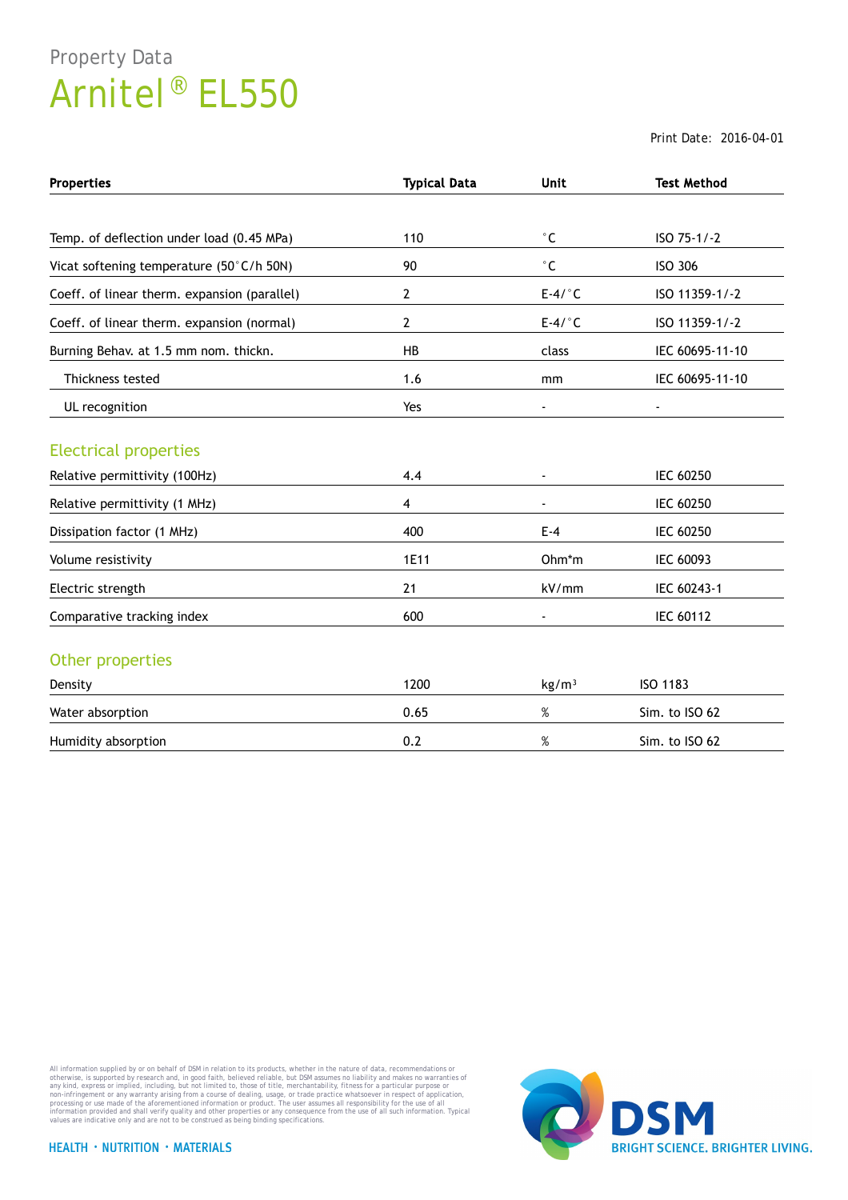Property Data

# Arnitel® EL550

Print Date: 2016-04-01

| Properties | Typical Data | Unit | Test Method |
|---|---|---|---|
| Temp. of deflection under load (0.45 MPa) | 110 | °C | ISO 75-1/-2 |
| Vicat softening temperature (50°C/h 50N) | 90 | °C | ISO 306 |
| Coeff. of linear therm. expansion (parallel) | 2 | E-4/°C | ISO 11359-1/-2 |
| Coeff. of linear therm. expansion (normal) | 2 | E-4/°C | ISO 11359-1/-2 |
| Burning Behav. at 1.5 mm nom. thickn. | HB | class | IEC 60695-11-10 |
| Thickness tested | 1.6 | mm | IEC 60695-11-10 |
| UL recognition | Yes | - | - |

## Electrical properties

| Properties | Typical Data | Unit | Test Method |
|---|---|---|---|
| Relative permittivity (100Hz) | 4.4 | - | IEC 60250 |
| Relative permittivity (1 MHz) | 4 | - | IEC 60250 |
| Dissipation factor (1 MHz) | 400 | E-4 | IEC 60250 |
| Volume resistivity | 1E11 | Ohm*m | IEC 60093 |
| Electric strength | 21 | kV/mm | IEC 60243-1 |
| Comparative tracking index | 600 | - | IEC 60112 |

## Other properties

| Properties | Typical Data | Unit | Test Method |
|---|---|---|---|
| Density | 1200 | kg/m³ | ISO 1183 |
| Water absorption | 0.65 | % | Sim. to ISO 62 |
| Humidity absorption | 0.2 | % | Sim. to ISO 62 |

All information supplied by or on behalf of DSM in relation to its products, whether in the nature of data, recommendations or otherwise, is supported by research and, in good faith, believed reliable, but DSM assumes no liability and makes no warranties of any kind, express or implied, including, but not limited to, those of title, merchantability, fitness for a particular purpose or non-infringement or any warranty arising from a course of dealing, usage, or trade practice whatsoever in respect of application, processing or use made of the aforementioned information or product. The user assumes all responsibility for the use of all information provided and shall verify quality and other properties or any consequence from the use of all such information. Typical values are indicative only and are not to be construed as being binding specifications.

HEALTH · NUTRITION · MATERIALS

DSM BRIGHT SCIENCE. BRIGHTER LIVING.